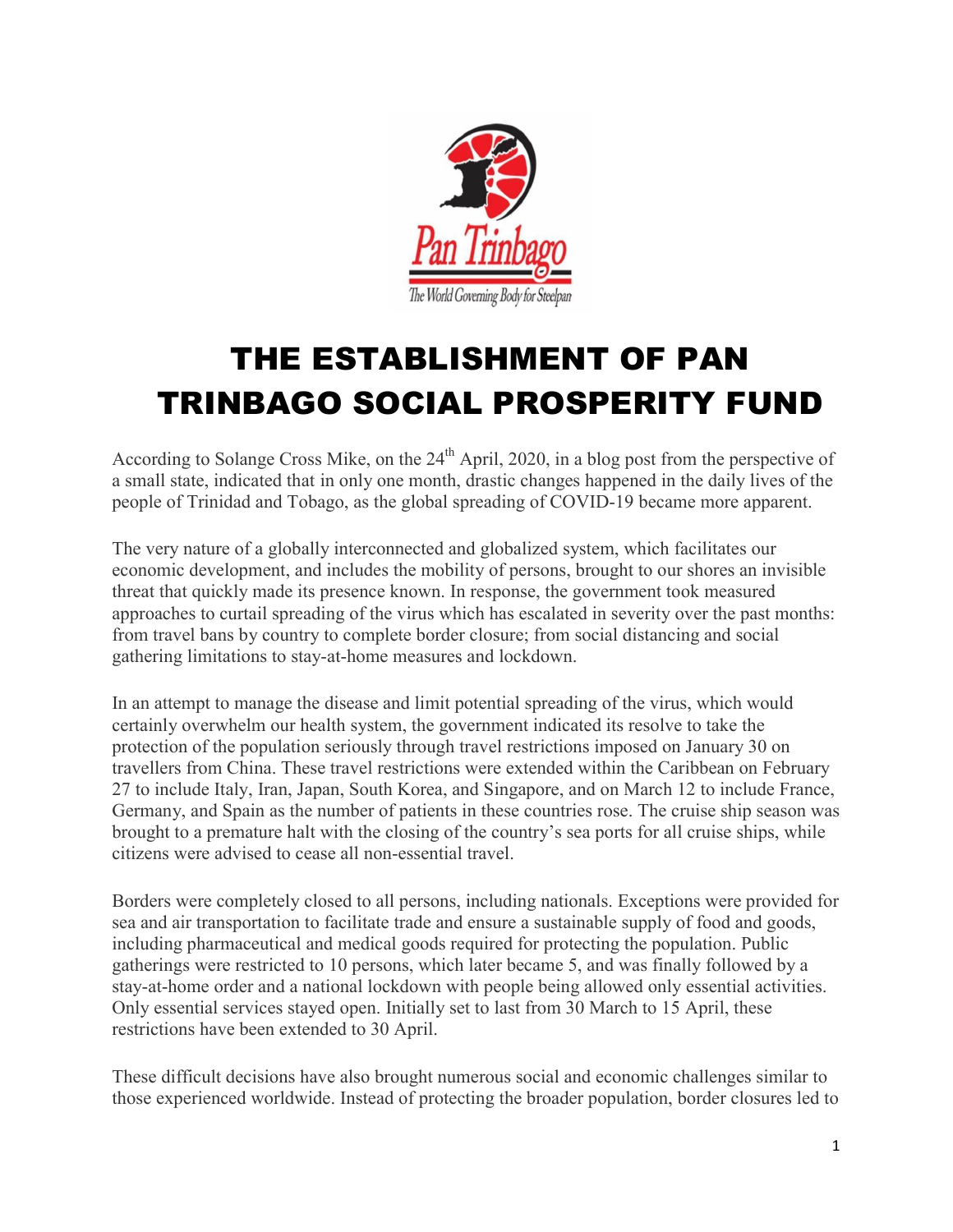# THE ESTABLISHMENT OF PAN TRINBAGO SOCIAL PROSPERITY FUND

According to Solange Cross Mike, on the 24th April, 2020, in a blog post from the perspective of a small state, indicated that in only one month, drastic changes happened in the daily lives of the people of Trinidad and Tobago, as the global spreading of COVID-19 became more apparent.

The very nature of a globally interconnected and globalized system, which facilitates our economic development, and includes the mobility of persons, brought to our shores an invisible threat that quickly made its presence known. In response, the government took measured approaches to curtail spreading of the virus which has escalated in severity over the past months: from travel bans by country to complete border closure; from social distancing and social gathering limitations to stay-at-home measures and lockdown.

In an attempt to manage the disease and limit potential spreading of the virus, which would certainly overwhelm our health system, the government indicated its resolve to take the protection of the population seriously through travel restrictions imposed on January 30 on travellers from China. These travel restrictions were extended within the Caribbean on February 27 to include Italy, Iran, Japan, South Korea, and Singapore, and on March 12 to include France, Germany, and Spain as the number of patients in these countries rose. The cruise ship season was brought to a premature halt with the closing of the country's sea ports for all cruise ships, while citizens were advised to cease all non-essential travel.

Borders were completely closed to all persons, including nationals. Exceptions were provided for sea and air transportation to facilitate trade and ensure a sustainable supply of food and goods, including pharmaceutical and medical goods required for protecting the population. Public gatherings were restricted to 10 persons, which later became 5, and was finally followed by a stay-at-home order and a national lockdown with people being allowed only essential activities. Only essential services stayed open. Initially set to last from 30 March to 15 April, these restrictions have been extended to 30 April.

These difficult decisions have also brought numerous social and economic challenges similar to those experienced worldwide. Instead of protecting the broader population, border closures led to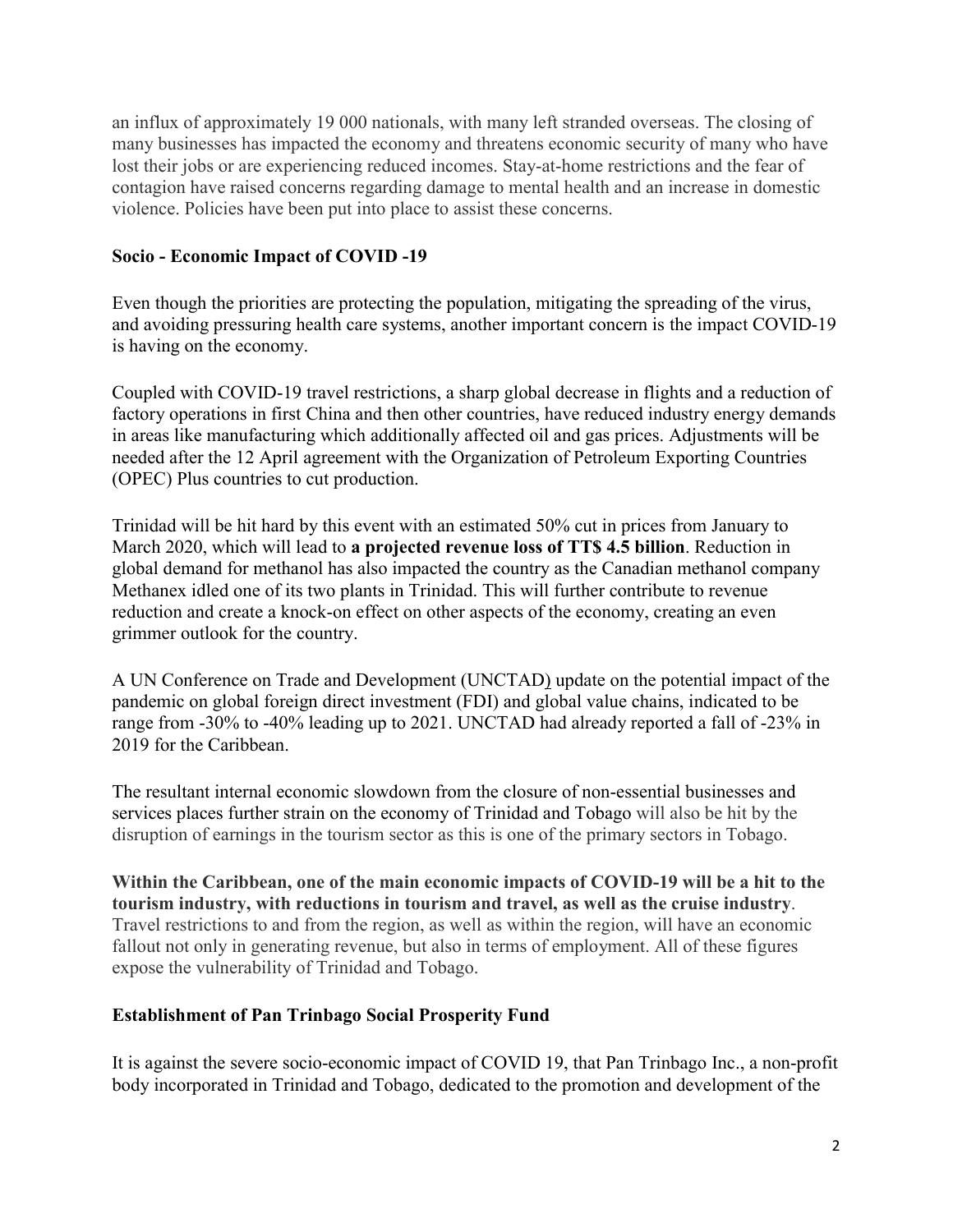an influx of approximately 19 000 nationals, with many left stranded overseas. The closing of many businesses has impacted the economy and threatens economic security of many who have lost their jobs or are experiencing reduced incomes. Stay-at-home restrictions and the fear of contagion have raised concerns regarding damage to mental health and an increase in domestic violence. Policies have been put into place to assist these concerns.

## Socio - Economic Impact of COVID -19

Even though the priorities are protecting the population, mitigating the spreading of the virus, and avoiding pressuring health care systems, another important concern is the impact COVID-19 is having on the economy.

Coupled with COVID-19 travel restrictions, a sharp global decrease in flights and a reduction of factory operations in first China and then other countries, have reduced industry energy demands in areas like manufacturing which additionally affected oil and gas prices. Adjustments will be needed after the 12 April agreement with the Organization of Petroleum Exporting Countries (OPEC) Plus countries to cut production.

Trinidad will be hit hard by this event with an estimated 50% cut in prices from January to March 2020, which will lead to **a projected revenue loss of TT$ 4.5 billion**. Reduction in global demand for methanol has also impacted the country as the Canadian methanol company Methanex idled one of its two plants in Trinidad. This will further contribute to revenue reduction and create a knock-on effect on other aspects of the economy, creating an even grimmer outlook for the country.

A UN Conference on Trade and Development (UNCTAD) update on the potential impact of the pandemic on global foreign direct investment (FDI) and global value chains, indicated to be range from -30% to -40% leading up to 2021. UNCTAD had already reported a fall of -23% in 2019 for the Caribbean.

The resultant internal economic slowdown from the closure of non-essential businesses and services places further strain on the economy of Trinidad and Tobago will also be hit by the disruption of earnings in the tourism sector as this is one of the primary sectors in Tobago.

**Within the Caribbean, one of the main economic impacts of COVID-19 will be a hit to the tourism industry, with reductions in tourism and travel, as well as the cruise industry**. Travel restrictions to and from the region, as well as within the region, will have an economic fallout not only in generating revenue, but also in terms of employment. All of these figures expose the vulnerability of Trinidad and Tobago.

## Establishment of Pan Trinbago Social Prosperity Fund

It is against the severe socio-economic impact of COVID 19, that Pan Trinbago Inc., a non-profit body incorporated in Trinidad and Tobago, dedicated to the promotion and development of the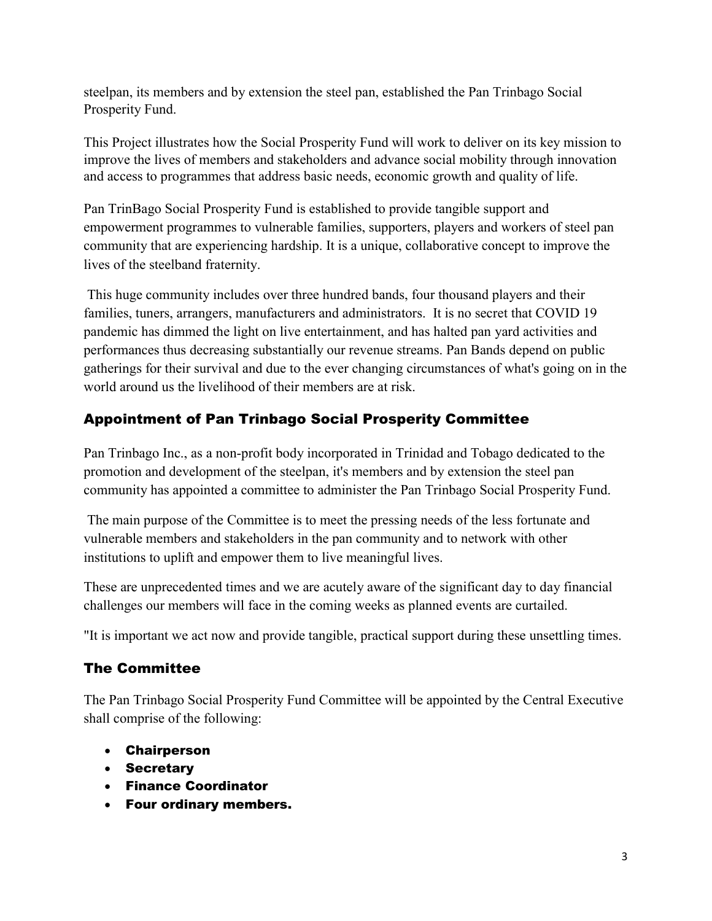steelpan, its members and by extension the steel pan, established the Pan Trinbago Social Prosperity Fund.

This Project illustrates how the Social Prosperity Fund will work to deliver on its key mission to improve the lives of members and stakeholders and advance social mobility through innovation and access to programmes that address basic needs, economic growth and quality of life.

Pan TrinBago Social Prosperity Fund is established to provide tangible support and empowerment programmes to vulnerable families, supporters, players and workers of steel pan community that are experiencing hardship. It is a unique, collaborative concept to improve the lives of the steelband fraternity.

This huge community includes over three hundred bands, four thousand players and their families, tuners, arrangers, manufacturers and administrators. It is no secret that COVID 19 pandemic has dimmed the light on live entertainment, and has halted pan yard activities and performances thus decreasing substantially our revenue streams. Pan Bands depend on public gatherings for their survival and due to the ever changing circumstances of what's going on in the world around us the livelihood of their members are at risk.

## Appointment of Pan Trinbago Social Prosperity Committee

Pan Trinbago Inc., as a non-profit body incorporated in Trinidad and Tobago dedicated to the promotion and development of the steelpan, it's members and by extension the steel pan community has appointed a committee to administer the Pan Trinbago Social Prosperity Fund.

The main purpose of the Committee is to meet the pressing needs of the less fortunate and vulnerable members and stakeholders in the pan community and to network with other institutions to uplift and empower them to live meaningful lives.

These are unprecedented times and we are acutely aware of the significant day to day financial challenges our members will face in the coming weeks as planned events are curtailed.

"It is important we act now and provide tangible, practical support during these unsettling times.

## The Committee

The Pan Trinbago Social Prosperity Fund Committee will be appointed by the Central Executive shall comprise of the following:

- **Chairperson**
- **Secretary**
- **Finance Coordinator**
- **Four ordinary members.**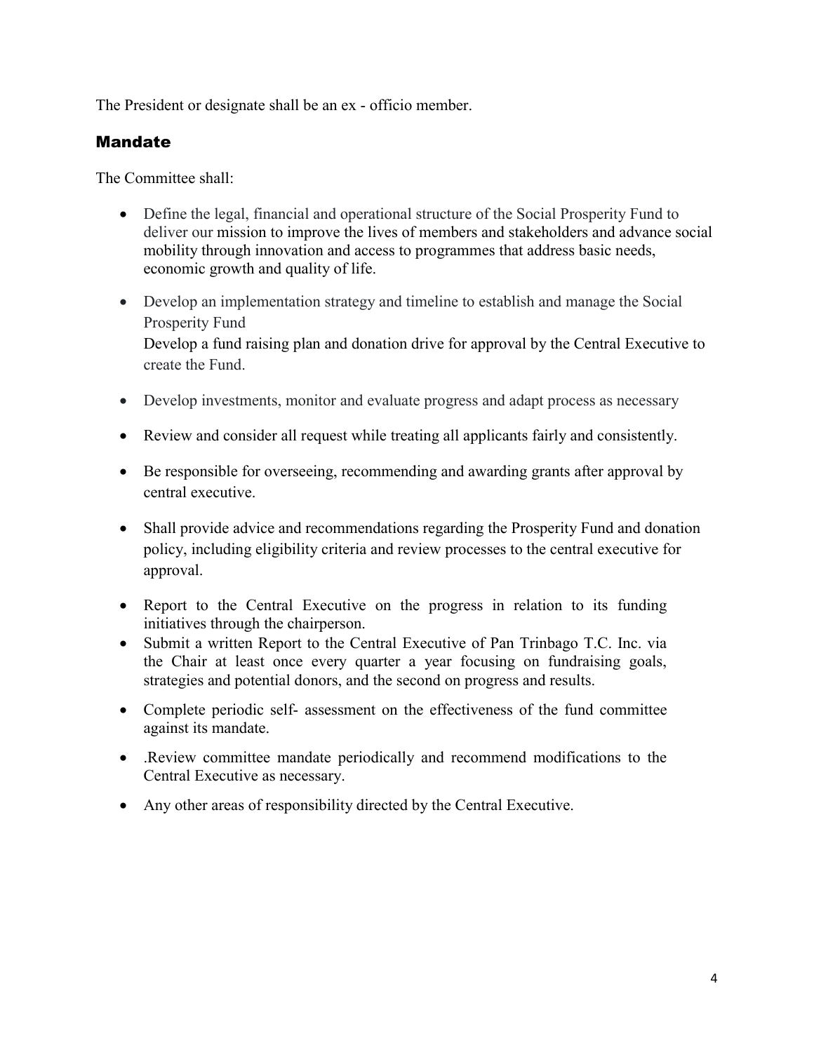The President or designate shall be an ex - officio member.

## Mandate

The Committee shall:

- Define the legal, financial and operational structure of the Social Prosperity Fund to deliver our mission to improve the lives of members and stakeholders and advance social mobility through innovation and access to programmes that address basic needs, economic growth and quality of life.
- Develop an implementation strategy and timeline to establish and manage the Social Prosperity Fund
  Develop a fund raising plan and donation drive for approval by the Central Executive to create the Fund.
- Develop investments, monitor and evaluate progress and adapt process as necessary
- Review and consider all request while treating all applicants fairly and consistently.
- Be responsible for overseeing, recommending and awarding grants after approval by central executive.
- Shall provide advice and recommendations regarding the Prosperity Fund and donation policy, including eligibility criteria and review processes to the central executive for approval.
- Report to the Central Executive on the progress in relation to its funding initiatives through the chairperson.
- Submit a written Report to the Central Executive of Pan Trinbago T.C. Inc. via the Chair at least once every quarter a year focusing on fundraising goals, strategies and potential donors, and the second on progress and results.
- Complete periodic self- assessment on the effectiveness of the fund committee against its mandate.
- .Review committee mandate periodically and recommend modifications to the Central Executive as necessary.
- Any other areas of responsibility directed by the Central Executive.